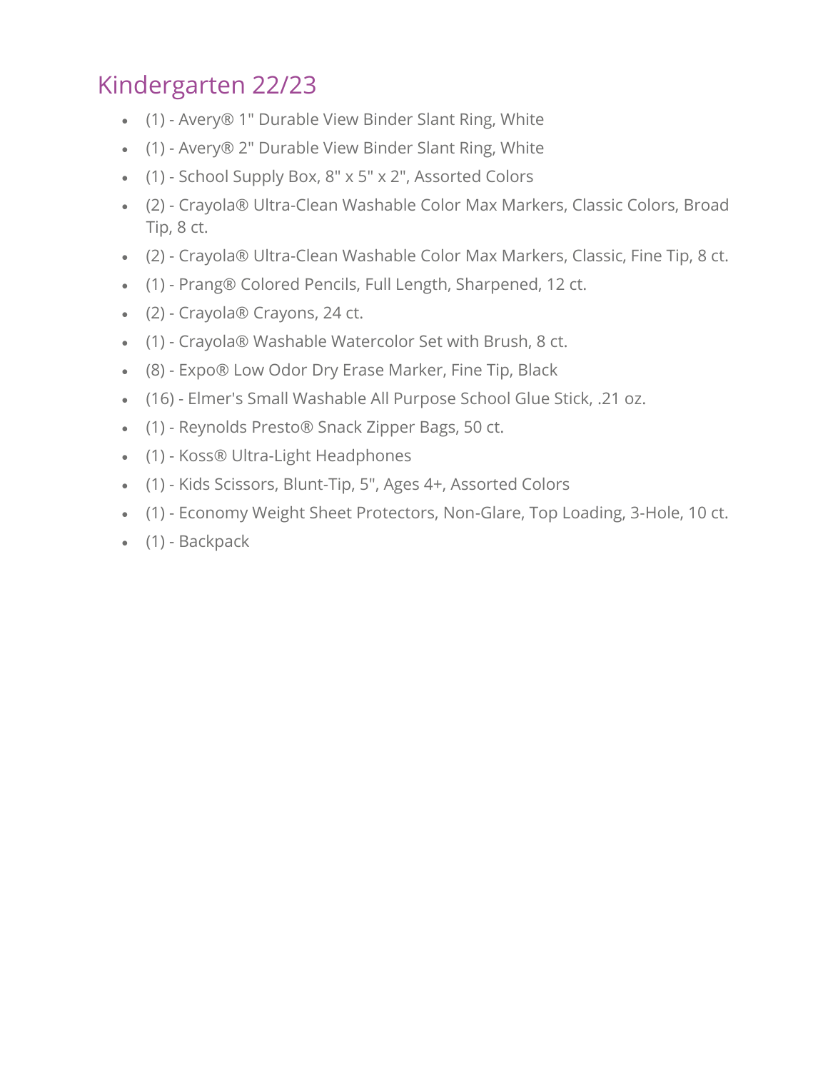# Kindergarten 22/23

- (1) - Avery® 1" Durable View Binder Slant Ring, White
- (1) - Avery® 2" Durable View Binder Slant Ring, White
- (1) - School Supply Box, 8" x 5" x 2", Assorted Colors
- (2) - Crayola® Ultra-Clean Washable Color Max Markers, Classic Colors, Broad Tip, 8 ct.
- (2) - Crayola® Ultra-Clean Washable Color Max Markers, Classic, Fine Tip, 8 ct.
- (1) - Prang® Colored Pencils, Full Length, Sharpened, 12 ct.
- (2) - Crayola® Crayons, 24 ct.
- (1) - Crayola® Washable Watercolor Set with Brush, 8 ct.
- (8) - Expo® Low Odor Dry Erase Marker, Fine Tip, Black
- (16) - Elmer's Small Washable All Purpose School Glue Stick, .21 oz.
- (1) - Reynolds Presto® Snack Zipper Bags, 50 ct.
- (1) - Koss® Ultra-Light Headphones
- (1) - Kids Scissors, Blunt-Tip, 5", Ages 4+, Assorted Colors
- (1) - Economy Weight Sheet Protectors, Non-Glare, Top Loading, 3-Hole, 10 ct.
- (1) - Backpack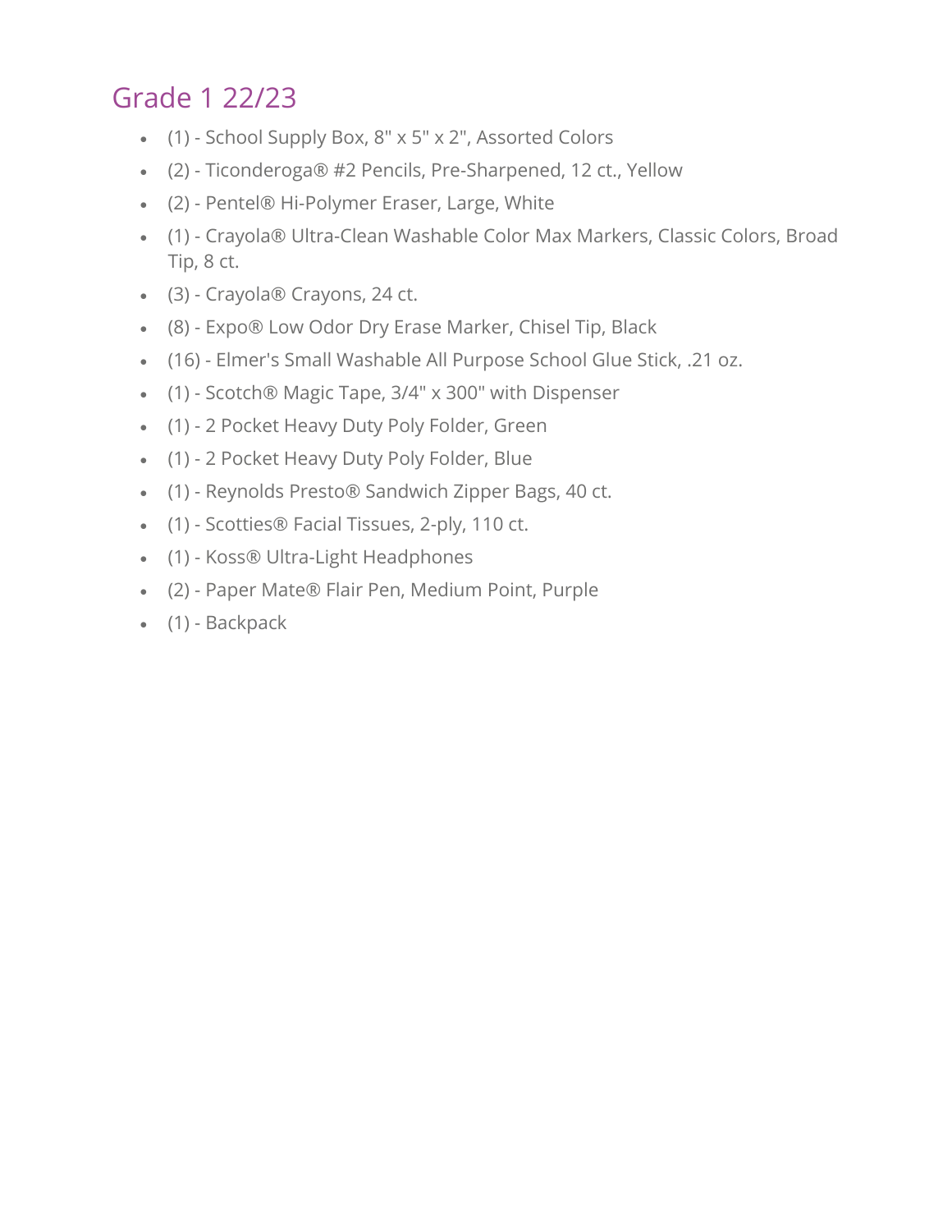## Grade 1 22/23

- (1) - School Supply Box, 8" x 5" x 2", Assorted Colors
- (2) - Ticonderoga® #2 Pencils, Pre-Sharpened, 12 ct., Yellow
- (2) - Pentel® Hi-Polymer Eraser, Large, White
- (1) - Crayola® Ultra-Clean Washable Color Max Markers, Classic Colors, Broad Tip, 8 ct.
- (3) - Crayola® Crayons, 24 ct.
- (8) - Expo® Low Odor Dry Erase Marker, Chisel Tip, Black
- (16) - Elmer's Small Washable All Purpose School Glue Stick, .21 oz.
- (1) - Scotch® Magic Tape, 3/4" x 300" with Dispenser
- (1) - 2 Pocket Heavy Duty Poly Folder, Green
- (1) - 2 Pocket Heavy Duty Poly Folder, Blue
- (1) - Reynolds Presto® Sandwich Zipper Bags, 40 ct.
- (1) - Scotties® Facial Tissues, 2-ply, 110 ct.
- (1) - Koss® Ultra-Light Headphones
- (2) - Paper Mate® Flair Pen, Medium Point, Purple
- (1) - Backpack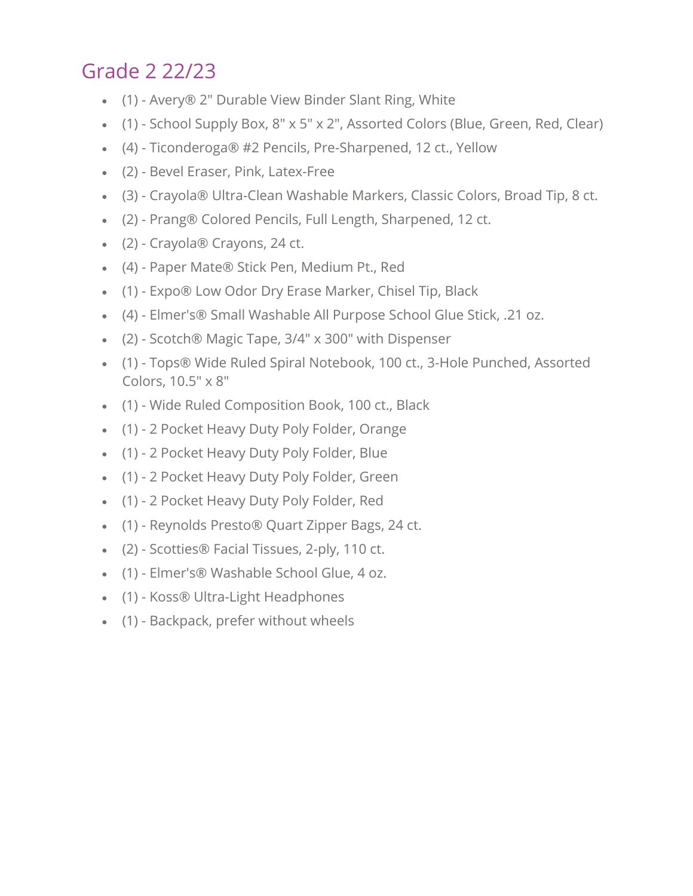## Grade 2 22/23

- (1) - Avery® 2" Durable View Binder Slant Ring, White
- (1) - School Supply Box, 8" x 5" x 2", Assorted Colors (Blue, Green, Red, Clear)
- (4) - Ticonderoga® #2 Pencils, Pre-Sharpened, 12 ct., Yellow
- (2) - Bevel Eraser, Pink, Latex-Free
- (3) - Crayola® Ultra-Clean Washable Markers, Classic Colors, Broad Tip, 8 ct.
- (2) - Prang® Colored Pencils, Full Length, Sharpened, 12 ct.
- (2) - Crayola® Crayons, 24 ct.
- (4) - Paper Mate® Stick Pen, Medium Pt., Red
- (1) - Expo® Low Odor Dry Erase Marker, Chisel Tip, Black
- (4) - Elmer's® Small Washable All Purpose School Glue Stick, .21 oz.
- (2) - Scotch® Magic Tape, 3/4" x 300" with Dispenser
- (1) - Tops® Wide Ruled Spiral Notebook, 100 ct., 3-Hole Punched, Assorted Colors, 10.5" x 8"
- (1) - Wide Ruled Composition Book, 100 ct., Black
- (1) - 2 Pocket Heavy Duty Poly Folder, Orange
- (1) - 2 Pocket Heavy Duty Poly Folder, Blue
- (1) - 2 Pocket Heavy Duty Poly Folder, Green
- (1) - 2 Pocket Heavy Duty Poly Folder, Red
- (1) - Reynolds Presto® Quart Zipper Bags, 24 ct.
- (2) - Scotties® Facial Tissues, 2-ply, 110 ct.
- (1) - Elmer's® Washable School Glue, 4 oz.
- (1) - Koss® Ultra-Light Headphones
- (1) - Backpack, prefer without wheels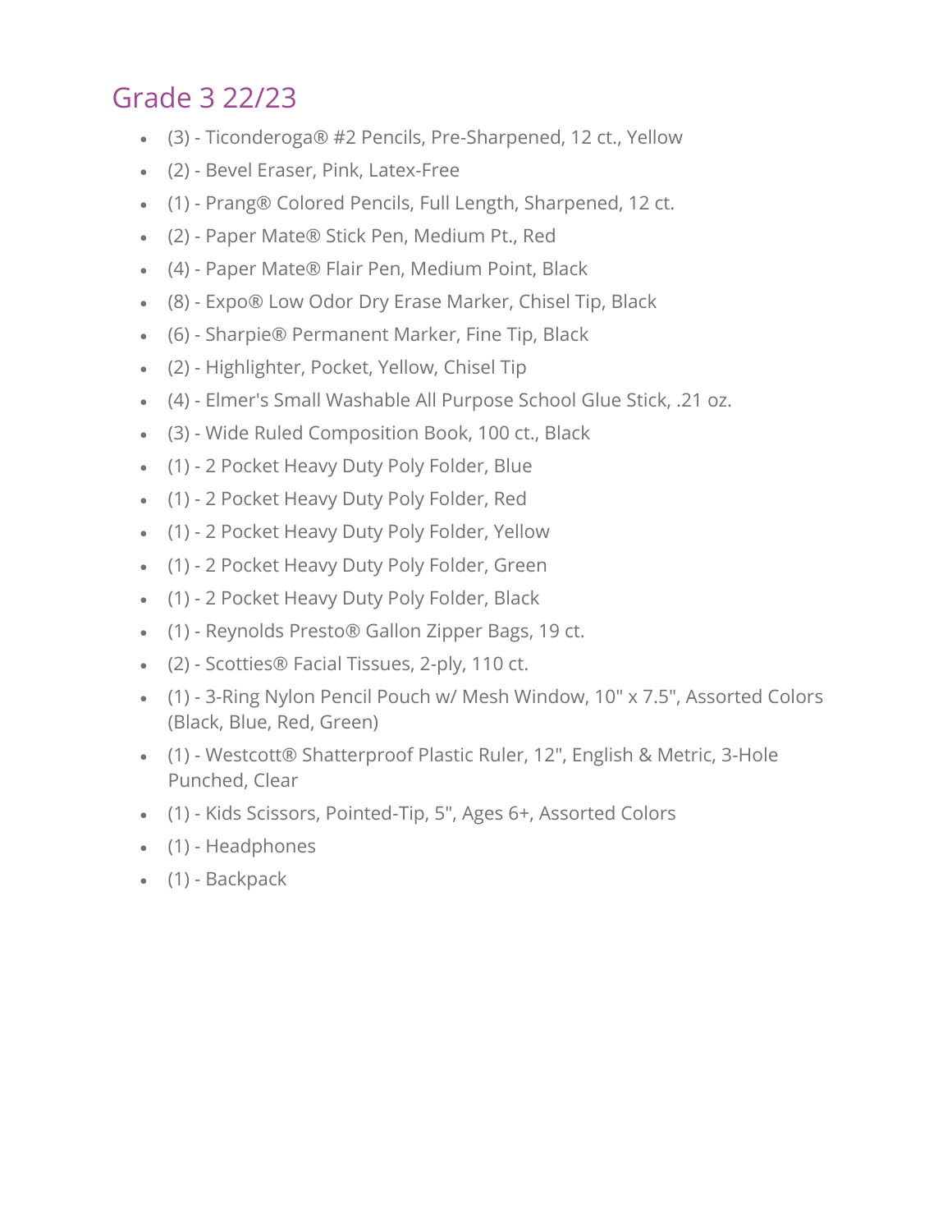## Grade 3 22/23

- (3) - Ticonderoga® #2 Pencils, Pre-Sharpened, 12 ct., Yellow
- (2) - Bevel Eraser, Pink, Latex-Free
- (1) - Prang® Colored Pencils, Full Length, Sharpened, 12 ct.
- (2) - Paper Mate® Stick Pen, Medium Pt., Red
- (4) - Paper Mate® Flair Pen, Medium Point, Black
- (8) - Expo® Low Odor Dry Erase Marker, Chisel Tip, Black
- (6) - Sharpie® Permanent Marker, Fine Tip, Black
- (2) - Highlighter, Pocket, Yellow, Chisel Tip
- (4) - Elmer's Small Washable All Purpose School Glue Stick, .21 oz.
- (3) - Wide Ruled Composition Book, 100 ct., Black
- (1) - 2 Pocket Heavy Duty Poly Folder, Blue
- (1) - 2 Pocket Heavy Duty Poly Folder, Red
- (1) - 2 Pocket Heavy Duty Poly Folder, Yellow
- (1) - 2 Pocket Heavy Duty Poly Folder, Green
- (1) - 2 Pocket Heavy Duty Poly Folder, Black
- (1) - Reynolds Presto® Gallon Zipper Bags, 19 ct.
- (2) - Scotties® Facial Tissues, 2-ply, 110 ct.
- (1) - 3-Ring Nylon Pencil Pouch w/ Mesh Window, 10" x 7.5", Assorted Colors (Black, Blue, Red, Green)
- (1) - Westcott® Shatterproof Plastic Ruler, 12", English & Metric, 3-Hole Punched, Clear
- (1) - Kids Scissors, Pointed-Tip, 5", Ages 6+, Assorted Colors
- (1) - Headphones
- (1) - Backpack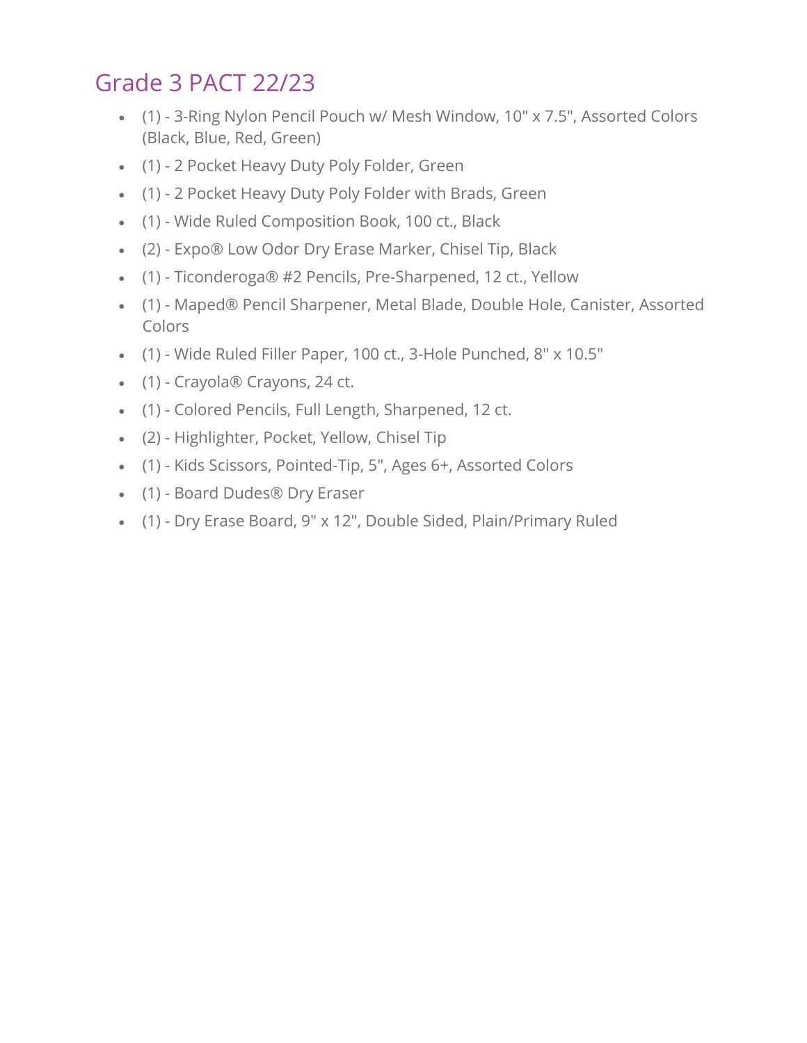## Grade 3 PACT 22/23

- (1) - 3-Ring Nylon Pencil Pouch w/ Mesh Window, 10" x 7.5", Assorted Colors (Black, Blue, Red, Green)
- (1) - 2 Pocket Heavy Duty Poly Folder, Green
- (1) - 2 Pocket Heavy Duty Poly Folder with Brads, Green
- (1) - Wide Ruled Composition Book, 100 ct., Black
- (2) - Expo® Low Odor Dry Erase Marker, Chisel Tip, Black
- (1) - Ticonderoga® #2 Pencils, Pre-Sharpened, 12 ct., Yellow
- (1) - Maped® Pencil Sharpener, Metal Blade, Double Hole, Canister, Assorted Colors
- (1) - Wide Ruled Filler Paper, 100 ct., 3-Hole Punched, 8" x 10.5"
- (1) - Crayola® Crayons, 24 ct.
- (1) - Colored Pencils, Full Length, Sharpened, 12 ct.
- (2) - Highlighter, Pocket, Yellow, Chisel Tip
- (1) - Kids Scissors, Pointed-Tip, 5", Ages 6+, Assorted Colors
- (1) - Board Dudes® Dry Eraser
- (1) - Dry Erase Board, 9" x 12", Double Sided, Plain/Primary Ruled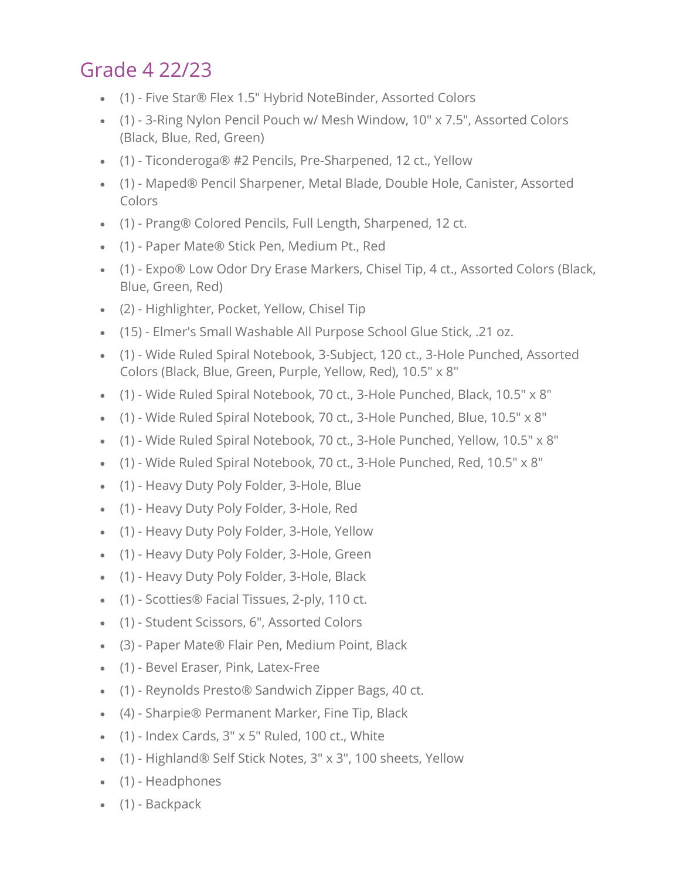# Grade 4 22/23

- (1) - Five Star® Flex 1.5" Hybrid NoteBinder, Assorted Colors
- (1) - 3-Ring Nylon Pencil Pouch w/ Mesh Window, 10" x 7.5", Assorted Colors (Black, Blue, Red, Green)
- (1) - Ticonderoga® #2 Pencils, Pre-Sharpened, 12 ct., Yellow
- (1) - Maped® Pencil Sharpener, Metal Blade, Double Hole, Canister, Assorted Colors
- (1) - Prang® Colored Pencils, Full Length, Sharpened, 12 ct.
- (1) - Paper Mate® Stick Pen, Medium Pt., Red
- (1) - Expo® Low Odor Dry Erase Markers, Chisel Tip, 4 ct., Assorted Colors (Black, Blue, Green, Red)
- (2) - Highlighter, Pocket, Yellow, Chisel Tip
- (15) - Elmer's Small Washable All Purpose School Glue Stick, .21 oz.
- (1) - Wide Ruled Spiral Notebook, 3-Subject, 120 ct., 3-Hole Punched, Assorted Colors (Black, Blue, Green, Purple, Yellow, Red), 10.5" x 8"
- (1) - Wide Ruled Spiral Notebook, 70 ct., 3-Hole Punched, Black, 10.5" x 8"
- (1) - Wide Ruled Spiral Notebook, 70 ct., 3-Hole Punched, Blue, 10.5" x 8"
- (1) - Wide Ruled Spiral Notebook, 70 ct., 3-Hole Punched, Yellow, 10.5" x 8"
- (1) - Wide Ruled Spiral Notebook, 70 ct., 3-Hole Punched, Red, 10.5" x 8"
- (1) - Heavy Duty Poly Folder, 3-Hole, Blue
- (1) - Heavy Duty Poly Folder, 3-Hole, Red
- (1) - Heavy Duty Poly Folder, 3-Hole, Yellow
- (1) - Heavy Duty Poly Folder, 3-Hole, Green
- (1) - Heavy Duty Poly Folder, 3-Hole, Black
- (1) - Scotties® Facial Tissues, 2-ply, 110 ct.
- (1) - Student Scissors, 6", Assorted Colors
- (3) - Paper Mate® Flair Pen, Medium Point, Black
- (1) - Bevel Eraser, Pink, Latex-Free
- (1) - Reynolds Presto® Sandwich Zipper Bags, 40 ct.
- (4) - Sharpie® Permanent Marker, Fine Tip, Black
- (1) - Index Cards, 3" x 5" Ruled, 100 ct., White
- (1) - Highland® Self Stick Notes, 3" x 3", 100 sheets, Yellow
- (1) - Headphones
- (1) - Backpack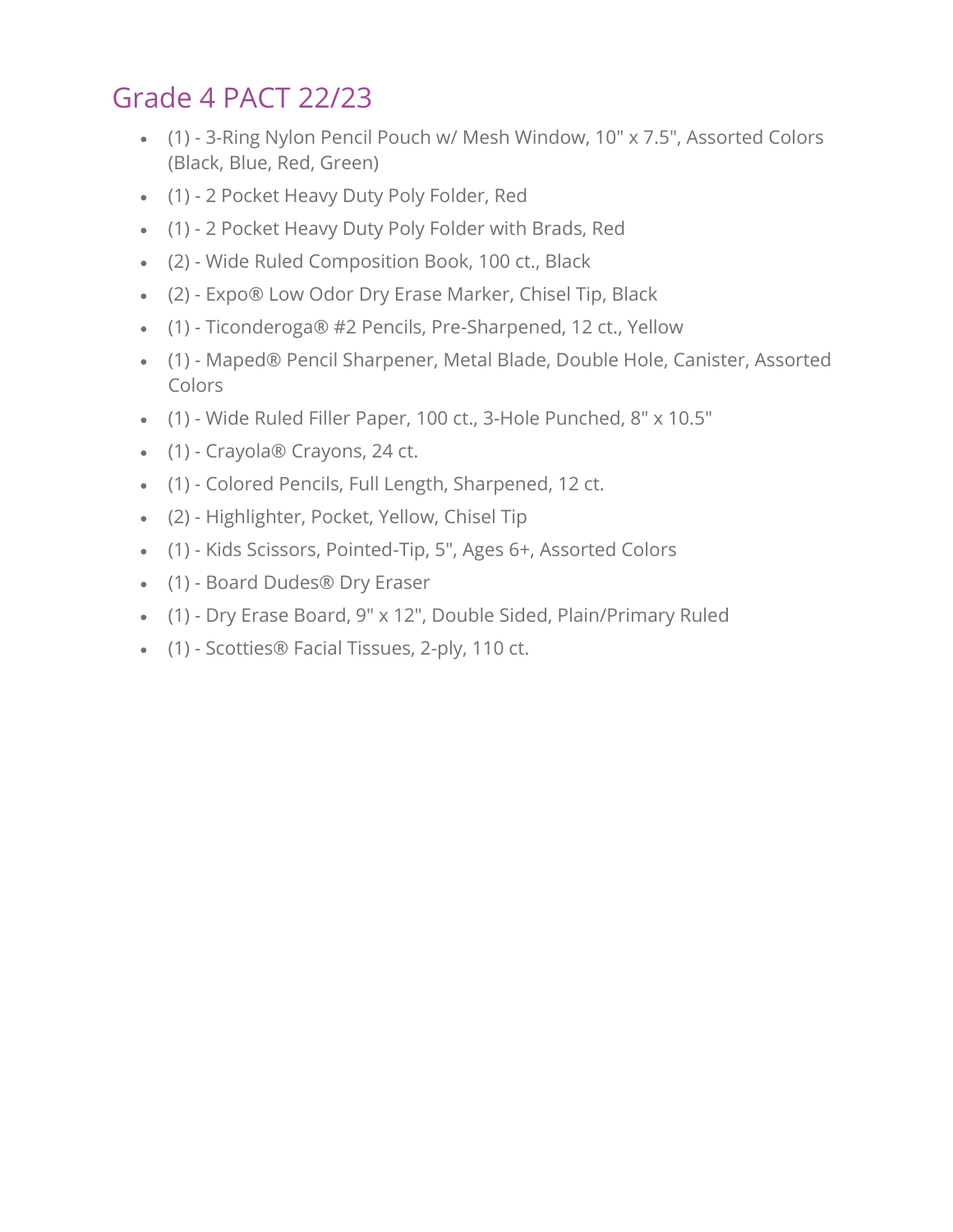## Grade 4 PACT 22/23

- (1) - 3-Ring Nylon Pencil Pouch w/ Mesh Window, 10" x 7.5", Assorted Colors (Black, Blue, Red, Green)
- (1) - 2 Pocket Heavy Duty Poly Folder, Red
- (1) - 2 Pocket Heavy Duty Poly Folder with Brads, Red
- (2) - Wide Ruled Composition Book, 100 ct., Black
- (2) - Expo® Low Odor Dry Erase Marker, Chisel Tip, Black
- (1) - Ticonderoga® #2 Pencils, Pre-Sharpened, 12 ct., Yellow
- (1) - Maped® Pencil Sharpener, Metal Blade, Double Hole, Canister, Assorted Colors
- (1) - Wide Ruled Filler Paper, 100 ct., 3-Hole Punched, 8" x 10.5"
- (1) - Crayola® Crayons, 24 ct.
- (1) - Colored Pencils, Full Length, Sharpened, 12 ct.
- (2) - Highlighter, Pocket, Yellow, Chisel Tip
- (1) - Kids Scissors, Pointed-Tip, 5", Ages 6+, Assorted Colors
- (1) - Board Dudes® Dry Eraser
- (1) - Dry Erase Board, 9" x 12", Double Sided, Plain/Primary Ruled
- (1) - Scotties® Facial Tissues, 2-ply, 110 ct.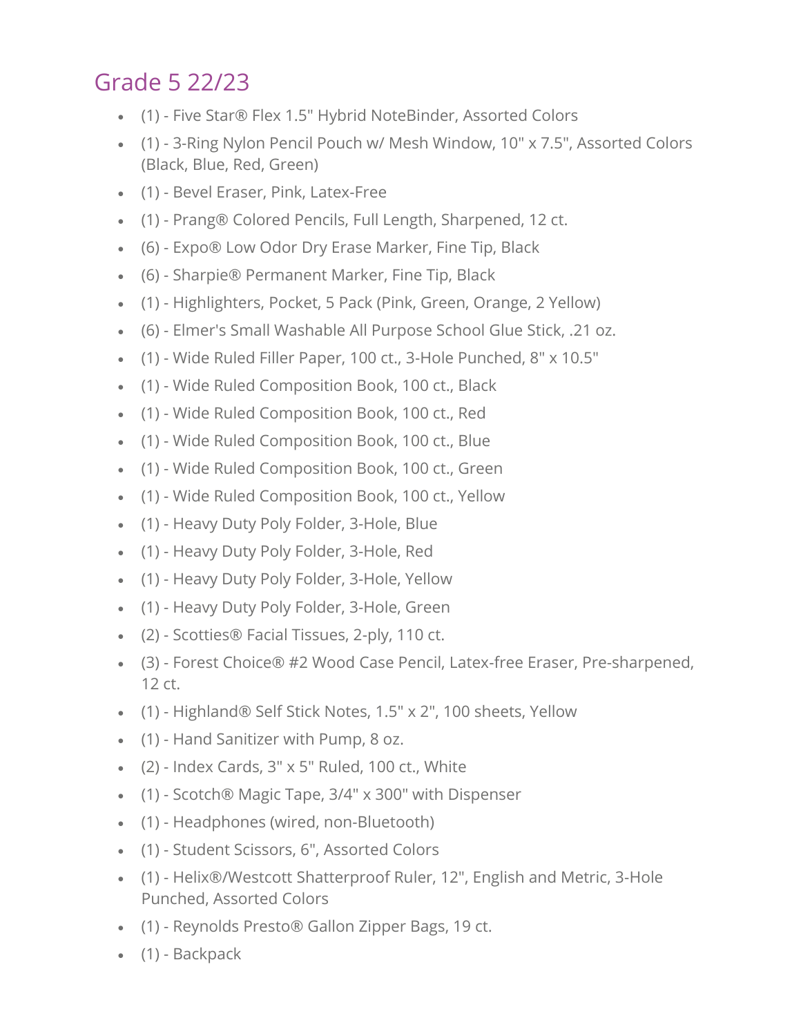## Grade 5 22/23

- (1) - Five Star® Flex 1.5" Hybrid NoteBinder, Assorted Colors
- (1) - 3-Ring Nylon Pencil Pouch w/ Mesh Window, 10" x 7.5", Assorted Colors (Black, Blue, Red, Green)
- (1) - Bevel Eraser, Pink, Latex-Free
- (1) - Prang® Colored Pencils, Full Length, Sharpened, 12 ct.
- (6) - Expo® Low Odor Dry Erase Marker, Fine Tip, Black
- (6) - Sharpie® Permanent Marker, Fine Tip, Black
- (1) - Highlighters, Pocket, 5 Pack (Pink, Green, Orange, 2 Yellow)
- (6) - Elmer's Small Washable All Purpose School Glue Stick, .21 oz.
- (1) - Wide Ruled Filler Paper, 100 ct., 3-Hole Punched, 8" x 10.5"
- (1) - Wide Ruled Composition Book, 100 ct., Black
- (1) - Wide Ruled Composition Book, 100 ct., Red
- (1) - Wide Ruled Composition Book, 100 ct., Blue
- (1) - Wide Ruled Composition Book, 100 ct., Green
- (1) - Wide Ruled Composition Book, 100 ct., Yellow
- (1) - Heavy Duty Poly Folder, 3-Hole, Blue
- (1) - Heavy Duty Poly Folder, 3-Hole, Red
- (1) - Heavy Duty Poly Folder, 3-Hole, Yellow
- (1) - Heavy Duty Poly Folder, 3-Hole, Green
- (2) - Scotties® Facial Tissues, 2-ply, 110 ct.
- (3) - Forest Choice® #2 Wood Case Pencil, Latex-free Eraser, Pre-sharpened, 12 ct.
- (1) - Highland® Self Stick Notes, 1.5" x 2", 100 sheets, Yellow
- (1) - Hand Sanitizer with Pump, 8 oz.
- (2) - Index Cards, 3" x 5" Ruled, 100 ct., White
- (1) - Scotch® Magic Tape, 3/4" x 300" with Dispenser
- (1) - Headphones (wired, non-Bluetooth)
- (1) - Student Scissors, 6", Assorted Colors
- (1) - Helix®/Westcott Shatterproof Ruler, 12", English and Metric, 3-Hole Punched, Assorted Colors
- (1) - Reynolds Presto® Gallon Zipper Bags, 19 ct.
- (1) - Backpack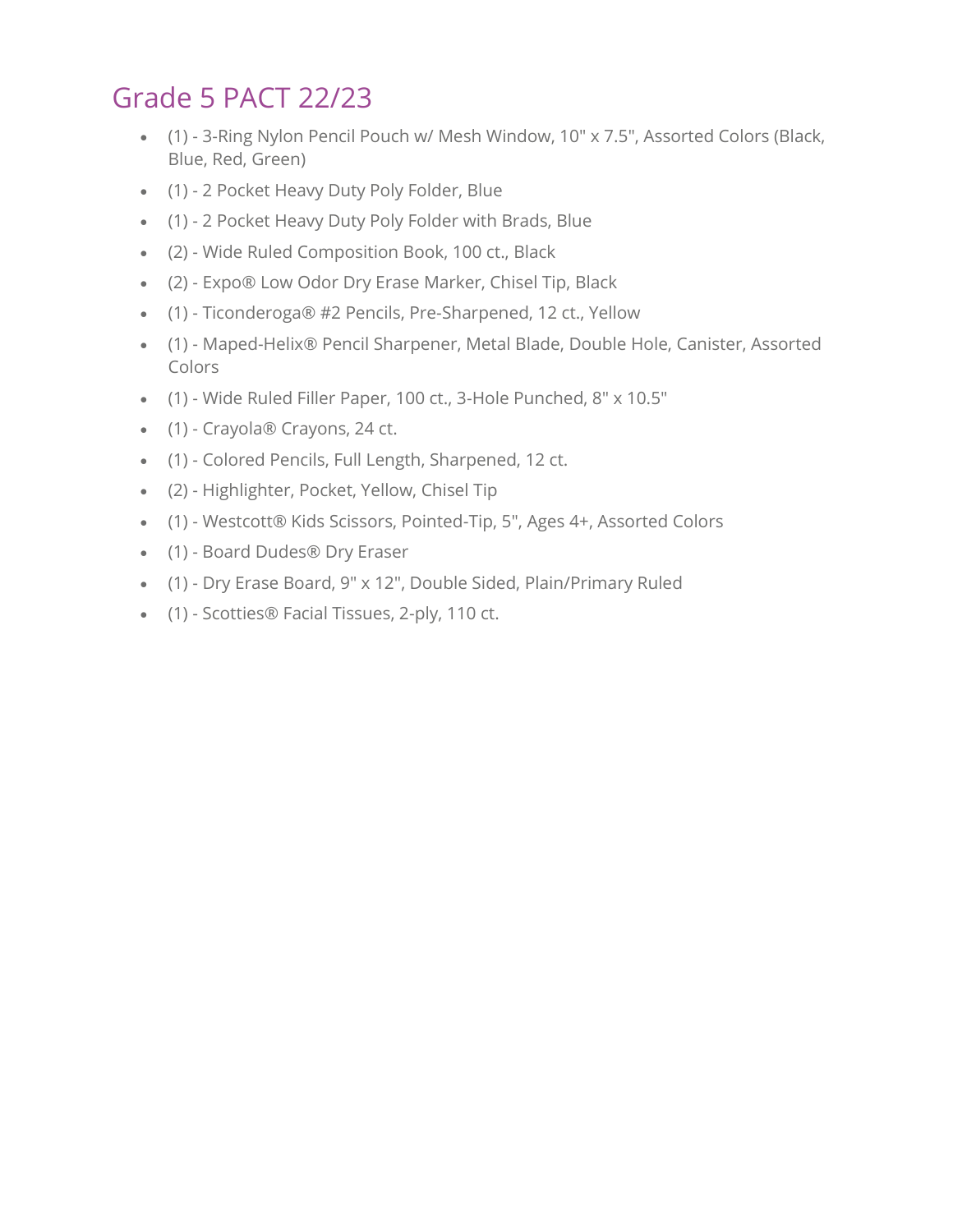## Grade 5 PACT 22/23

- (1) - 3-Ring Nylon Pencil Pouch w/ Mesh Window, 10" x 7.5", Assorted Colors (Black, Blue, Red, Green)
- (1) - 2 Pocket Heavy Duty Poly Folder, Blue
- (1) - 2 Pocket Heavy Duty Poly Folder with Brads, Blue
- (2) - Wide Ruled Composition Book, 100 ct., Black
- (2) - Expo® Low Odor Dry Erase Marker, Chisel Tip, Black
- (1) - Ticonderoga® #2 Pencils, Pre-Sharpened, 12 ct., Yellow
- (1) - Maped-Helix® Pencil Sharpener, Metal Blade, Double Hole, Canister, Assorted Colors
- (1) - Wide Ruled Filler Paper, 100 ct., 3-Hole Punched, 8" x 10.5"
- (1) - Crayola® Crayons, 24 ct.
- (1) - Colored Pencils, Full Length, Sharpened, 12 ct.
- (2) - Highlighter, Pocket, Yellow, Chisel Tip
- (1) - Westcott® Kids Scissors, Pointed-Tip, 5", Ages 4+, Assorted Colors
- (1) - Board Dudes® Dry Eraser
- (1) - Dry Erase Board, 9" x 12", Double Sided, Plain/Primary Ruled
- (1) - Scotties® Facial Tissues, 2-ply, 110 ct.